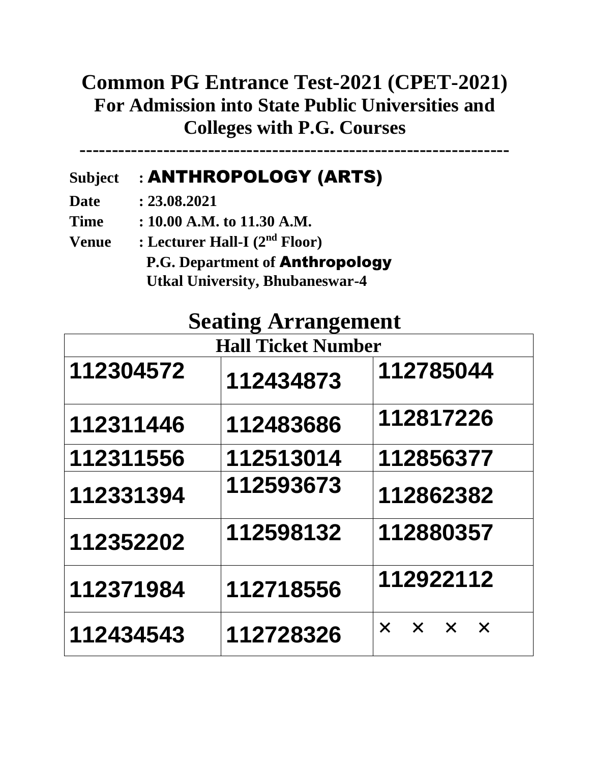# Common PG Entrance Test-2021 (CPET-2021)

## For Admission into State Public Universities and Colleges with P.G. Courses

---

**Subject** : **ANTHROPOLOGY (ARTS)**

**Date** : 23.08.2021

**Time** : 10.00 A.M. to 11.30 A.M.

**Venue** : Lecturer Hall-I (2nd Floor)
P.G. Department of **Anthropology**
Utkal University, Bhubaneswar-4

## Seating Arrangement

| Hall Ticket Number | | |
|---|---|---|
| 112304572 | 112434873 | 112785044 |
| 112311446 | 112483686 | 112817226 |
| 112311556 | 112513014 | 112856377 |
| 112331394 | 112593673 | 112862382 |
| 112352202 | 112598132 | 112880357 |
| 112371984 | 112718556 | 112922112 |
| 112434543 | 112728326 | × × × × |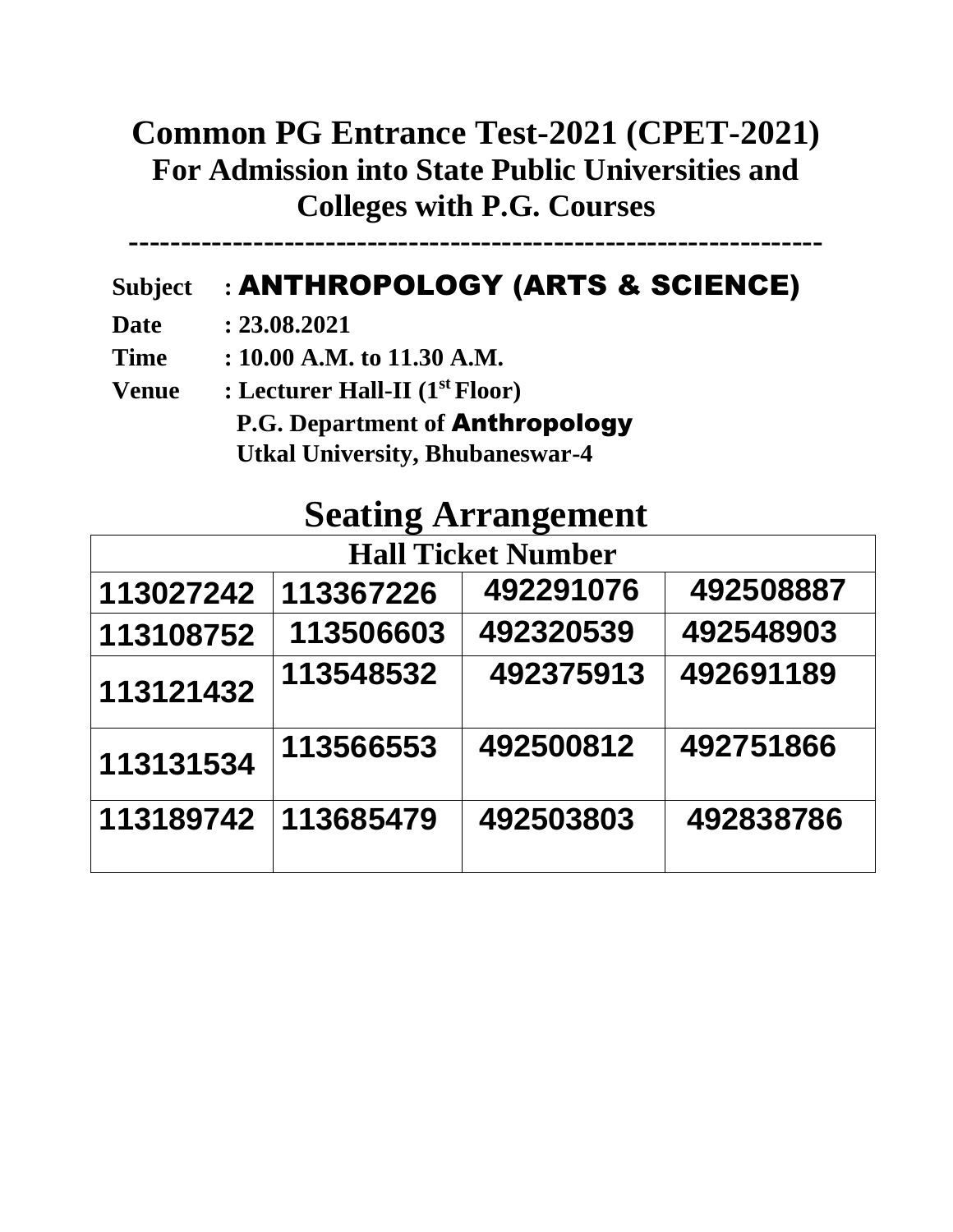# Common PG Entrance Test-2021 (CPET-2021)

## For Admission into State Public Universities and Colleges with P.G. Courses

---

**Subject** : ANTHROPOLOGY (ARTS & SCIENCE)

**Date** : 23.08.2021

**Time** : 10.00 A.M. to 11.30 A.M.

**Venue** : Lecturer Hall-II (1st Floor)
P.G. Department of Anthropology
Utkal University, Bhubaneswar-4

# Seating Arrangement

| Hall Ticket Number | | | |
|---|---|---|---|
| 113027242 | 113367226 | 492291076 | 492508887 |
| 113108752 | 113506603 | 492320539 | 492548903 |
| 113121432 | 113548532 | 492375913 | 492691189 |
| 113131534 | 113566553 | 492500812 | 492751866 |
| 113189742 | 113685479 | 492503803 | 492838786 |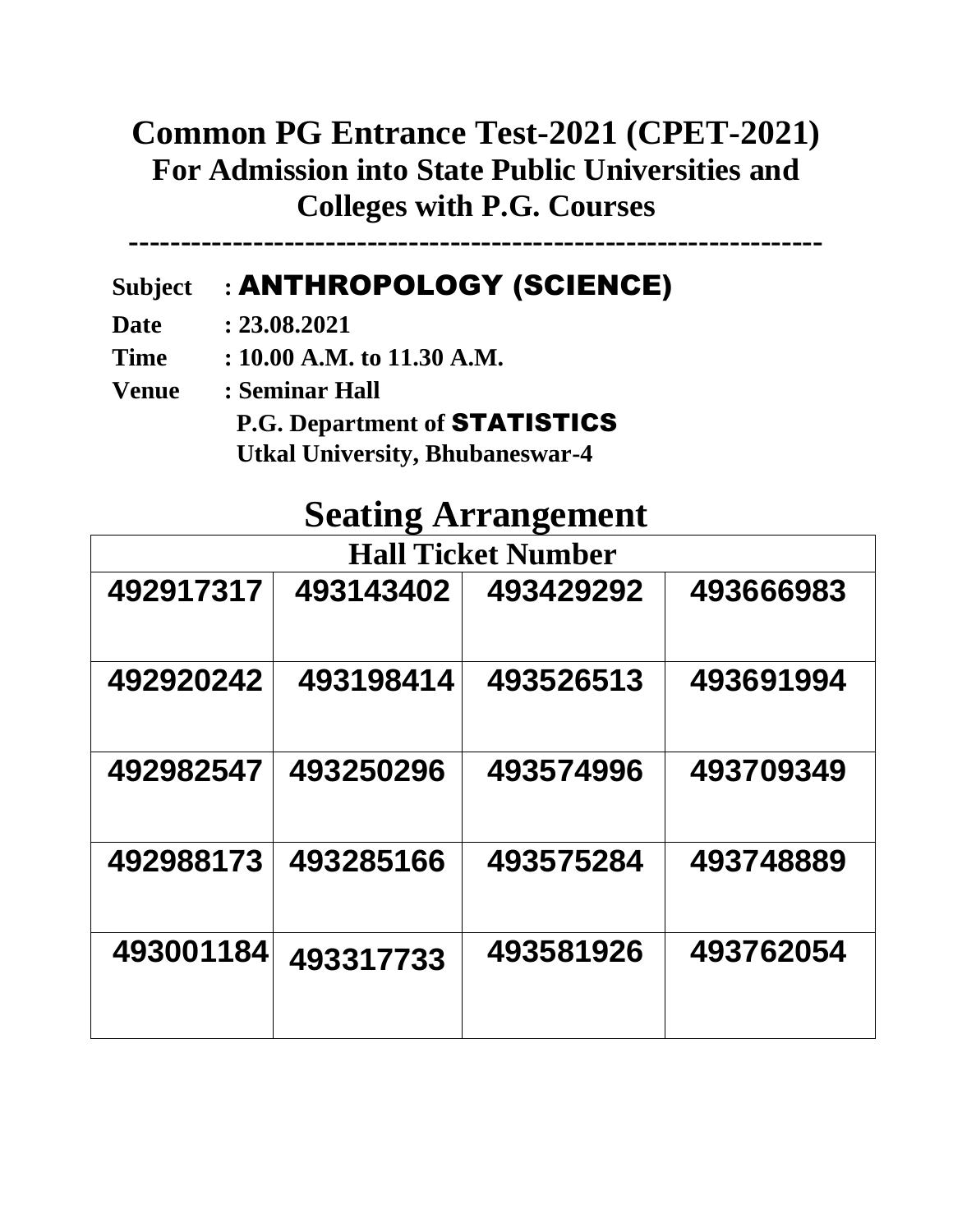# Common PG Entrance Test-2021 (CPET-2021)
## For Admission into State Public Universities and Colleges with P.G. Courses

---

**Subject** : ANTHROPOLOGY (SCIENCE)

**Date** : 23.08.2021

**Time** : 10.00 A.M. to 11.30 A.M.

**Venue** : Seminar Hall
P.G. Department of STATISTICS
Utkal University, Bhubaneswar-4

## Seating Arrangement

| Hall Ticket Number | | | |
|---|---|---|---|
| 492917317 | 493143402 | 493429292 | 493666983 |
| 492920242 | 493198414 | 493526513 | 493691994 |
| 492982547 | 493250296 | 493574996 | 493709349 |
| 492988173 | 493285166 | 493575284 | 493748889 |
| 493001184 | 493317733 | 493581926 | 493762054 |